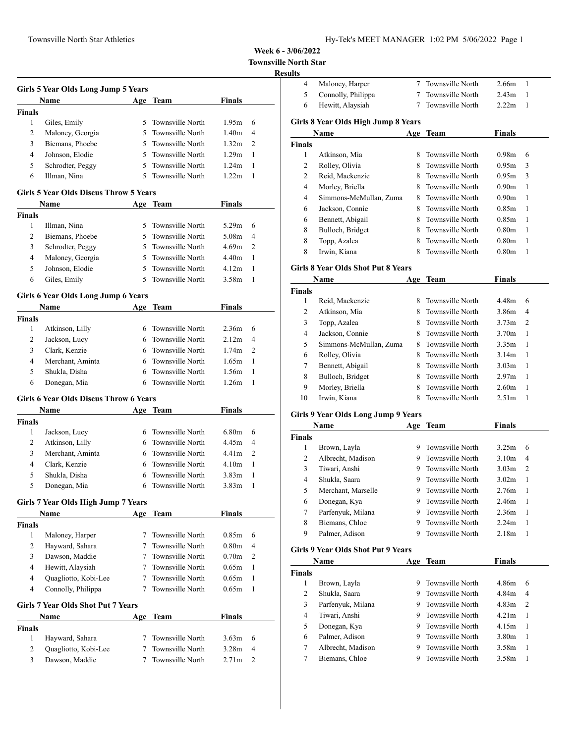**Week 6 - 3/06/2022**

**Townsville North Star**

**Results**

### Girls 5 Year Olds Long Jump 5 Years

| | Name | Age | Team | Finals | |
|---|---|---|---|---|---|
| **Finals** | | | | | |
| 1 | Giles, Emily | 5 | Townsville North | 1.95m | 6 |
| 2 | Maloney, Georgia | 5 | Townsville North | 1.40m | 4 |
| 3 | Biemans, Phoebe | 5 | Townsville North | 1.32m | 2 |
| 4 | Johnson, Elodie | 5 | Townsville North | 1.29m | 1 |
| 5 | Schrodter, Peggy | 5 | Townsville North | 1.24m | 1 |
| 6 | Illman, Nina | 5 | Townsville North | 1.22m | 1 |

### Girls 5 Year Olds Discus Throw 5 Years

| | Name | Age | Team | Finals | |
|---|---|---|---|---|---|
| **Finals** | | | | | |
| 1 | Illman, Nina | 5 | Townsville North | 5.29m | 6 |
| 2 | Biemans, Phoebe | 5 | Townsville North | 5.08m | 4 |
| 3 | Schrodter, Peggy | 5 | Townsville North | 4.69m | 2 |
| 4 | Maloney, Georgia | 5 | Townsville North | 4.40m | 1 |
| 5 | Johnson, Elodie | 5 | Townsville North | 4.12m | 1 |
| 6 | Giles, Emily | 5 | Townsville North | 3.58m | 1 |

### Girls 6 Year Olds Long Jump 6 Years

| | Name | Age | Team | Finals | |
|---|---|---|---|---|---|
| **Finals** | | | | | |
| 1 | Atkinson, Lilly | 6 | Townsville North | 2.36m | 6 |
| 2 | Jackson, Lucy | 6 | Townsville North | 2.12m | 4 |
| 3 | Clark, Kenzie | 6 | Townsville North | 1.74m | 2 |
| 4 | Merchant, Aminta | 6 | Townsville North | 1.65m | 1 |
| 5 | Shukla, Disha | 6 | Townsville North | 1.56m | 1 |
| 6 | Donegan, Mia | 6 | Townsville North | 1.26m | 1 |

### Girls 6 Year Olds Discus Throw 6 Years

| | Name | Age | Team | Finals | |
|---|---|---|---|---|---|
| **Finals** | | | | | |
| 1 | Jackson, Lucy | 6 | Townsville North | 6.80m | 6 |
| 2 | Atkinson, Lilly | 6 | Townsville North | 4.45m | 4 |
| 3 | Merchant, Aminta | 6 | Townsville North | 4.41m | 2 |
| 4 | Clark, Kenzie | 6 | Townsville North | 4.10m | 1 |
| 5 | Shukla, Disha | 6 | Townsville North | 3.83m | 1 |
| 5 | Donegan, Mia | 6 | Townsville North | 3.83m | 1 |

### Girls 7 Year Olds High Jump 7 Years

| | Name | Age | Team | Finals | |
|---|---|---|---|---|---|
| **Finals** | | | | | |
| 1 | Maloney, Harper | 7 | Townsville North | 0.85m | 6 |
| 2 | Hayward, Sahara | 7 | Townsville North | 0.80m | 4 |
| 3 | Dawson, Maddie | 7 | Townsville North | 0.70m | 2 |
| 4 | Hewitt, Alaysiah | 7 | Townsville North | 0.65m | 1 |
| 4 | Quagliotto, Kobi-Lee | 7 | Townsville North | 0.65m | 1 |
| 4 | Connolly, Philippa | 7 | Townsville North | 0.65m | 1 |

### Girls 7 Year Olds Shot Put 7 Years

| | Name | Age | Team | Finals | |
|---|---|---|---|---|---|
| **Finals** | | | | | |
| 1 | Hayward, Sahara | 7 | Townsville North | 3.63m | 6 |
| 2 | Quagliotto, Kobi-Lee | 7 | Townsville North | 3.28m | 4 |
| 3 | Dawson, Maddie | 7 | Townsville North | 2.71m | 2 |
| 4 | Maloney, Harper | 7 | Townsville North | 2.66m | 1 |
| 5 | Connolly, Philippa | 7 | Townsville North | 2.43m | 1 |
| 6 | Hewitt, Alaysiah | 7 | Townsville North | 2.22m | 1 |

### Girls 8 Year Olds High Jump 8 Years

| | Name | Age | Team | Finals | |
|---|---|---|---|---|---|
| **Finals** | | | | | |
| 1 | Atkinson, Mia | 8 | Townsville North | 0.98m | 6 |
| 2 | Rolley, Olivia | 8 | Townsville North | 0.95m | 3 |
| 2 | Reid, Mackenzie | 8 | Townsville North | 0.95m | 3 |
| 4 | Morley, Briella | 8 | Townsville North | 0.90m | 1 |
| 4 | Simmons-McMullan, Zuma | 8 | Townsville North | 0.90m | 1 |
| 6 | Jackson, Connie | 8 | Townsville North | 0.85m | 1 |
| 6 | Bennett, Abigail | 8 | Townsville North | 0.85m | 1 |
| 8 | Bulloch, Bridget | 8 | Townsville North | 0.80m | 1 |
| 8 | Topp, Azalea | 8 | Townsville North | 0.80m | 1 |
| 8 | Irwin, Kiana | 8 | Townsville North | 0.80m | 1 |

### Girls 8 Year Olds Shot Put 8 Years

| | Name | Age | Team | Finals | |
|---|---|---|---|---|---|
| **Finals** | | | | | |
| 1 | Reid, Mackenzie | 8 | Townsville North | 4.48m | 6 |
| 2 | Atkinson, Mia | 8 | Townsville North | 3.86m | 4 |
| 3 | Topp, Azalea | 8 | Townsville North | 3.73m | 2 |
| 4 | Jackson, Connie | 8 | Townsville North | 3.70m | 1 |
| 5 | Simmons-McMullan, Zuma | 8 | Townsville North | 3.35m | 1 |
| 6 | Rolley, Olivia | 8 | Townsville North | 3.14m | 1 |
| 7 | Bennett, Abigail | 8 | Townsville North | 3.03m | 1 |
| 8 | Bulloch, Bridget | 8 | Townsville North | 2.97m | 1 |
| 9 | Morley, Briella | 8 | Townsville North | 2.60m | 1 |
| 10 | Irwin, Kiana | 8 | Townsville North | 2.51m | 1 |

### Girls 9 Year Olds Long Jump 9 Years

| | Name | Age | Team | Finals | |
|---|---|---|---|---|---|
| **Finals** | | | | | |
| 1 | Brown, Layla | 9 | Townsville North | 3.25m | 6 |
| 2 | Albrecht, Madison | 9 | Townsville North | 3.10m | 4 |
| 3 | Tiwari, Anshi | 9 | Townsville North | 3.03m | 2 |
| 4 | Shukla, Saara | 9 | Townsville North | 3.02m | 1 |
| 5 | Merchant, Marselle | 9 | Townsville North | 2.76m | 1 |
| 6 | Donegan, Kya | 9 | Townsville North | 2.46m | 1 |
| 7 | Parfenyuk, Milana | 9 | Townsville North | 2.36m | 1 |
| 8 | Biemans, Chloe | 9 | Townsville North | 2.24m | 1 |
| 9 | Palmer, Adison | 9 | Townsville North | 2.18m | 1 |

### Girls 9 Year Olds Shot Put 9 Years

| | Name | Age | Team | Finals | |
|---|---|---|---|---|---|
| **Finals** | | | | | |
| 1 | Brown, Layla | 9 | Townsville North | 4.86m | 6 |
| 2 | Shukla, Saara | 9 | Townsville North | 4.84m | 4 |
| 3 | Parfenyuk, Milana | 9 | Townsville North | 4.83m | 2 |
| 4 | Tiwari, Anshi | 9 | Townsville North | 4.21m | 1 |
| 5 | Donegan, Kya | 9 | Townsville North | 4.15m | 1 |
| 6 | Palmer, Adison | 9 | Townsville North | 3.80m | 1 |
| 7 | Albrecht, Madison | 9 | Townsville North | 3.58m | 1 |
| 7 | Biemans, Chloe | 9 | Townsville North | 3.58m | 1 |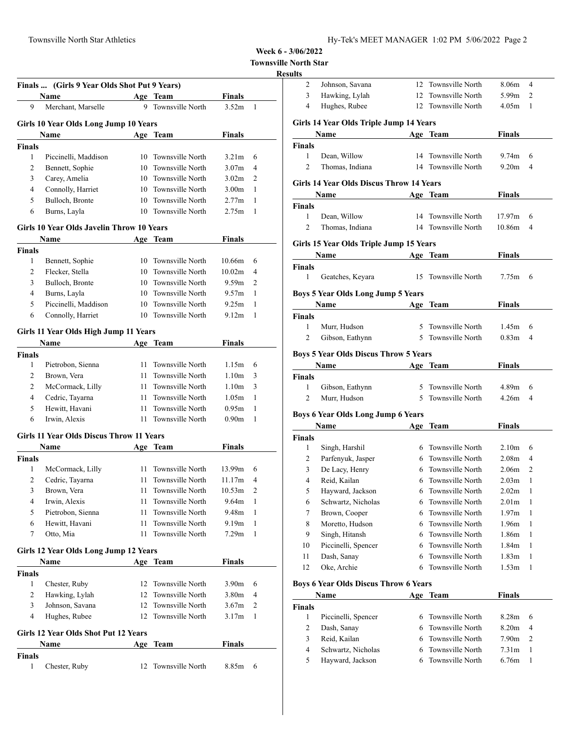**Week 6 - 3/06/2022**
**Townsville North Star**
**Results**

## Finals ... (Girls 9 Year Olds Shot Put 9 Years)

| | Name | Age | Team | Finals | |
|---|---|---|---|---|---|
| 9 | Merchant, Marselle | 9 | Townsville North | 3.52m | 1 |

## Girls 10 Year Olds Long Jump 10 Years

| | Name | Age | Team | Finals | |
|---|---|---|---|---|---|
| **Finals** | | | | | |
| 1 | Piccinelli, Maddison | 10 | Townsville North | 3.21m | 6 |
| 2 | Bennett, Sophie | 10 | Townsville North | 3.07m | 4 |
| 3 | Carey, Amelia | 10 | Townsville North | 3.02m | 2 |
| 4 | Connolly, Harriet | 10 | Townsville North | 3.00m | 1 |
| 5 | Bulloch, Bronte | 10 | Townsville North | 2.77m | 1 |
| 6 | Burns, Layla | 10 | Townsville North | 2.75m | 1 |

## Girls 10 Year Olds Javelin Throw 10 Years

| | Name | Age | Team | Finals | |
|---|---|---|---|---|---|
| **Finals** | | | | | |
| 1 | Bennett, Sophie | 10 | Townsville North | 10.66m | 6 |
| 2 | Flecker, Stella | 10 | Townsville North | 10.02m | 4 |
| 3 | Bulloch, Bronte | 10 | Townsville North | 9.59m | 2 |
| 4 | Burns, Layla | 10 | Townsville North | 9.57m | 1 |
| 5 | Piccinelli, Maddison | 10 | Townsville North | 9.25m | 1 |
| 6 | Connolly, Harriet | 10 | Townsville North | 9.12m | 1 |

## Girls 11 Year Olds High Jump 11 Years

| | Name | Age | Team | Finals | |
|---|---|---|---|---|---|
| **Finals** | | | | | |
| 1 | Pietrobon, Sienna | 11 | Townsville North | 1.15m | 6 |
| 2 | Brown, Vera | 11 | Townsville North | 1.10m | 3 |
| 2 | McCormack, Lilly | 11 | Townsville North | 1.10m | 3 |
| 4 | Cedric, Tayarna | 11 | Townsville North | 1.05m | 1 |
| 5 | Hewitt, Havani | 11 | Townsville North | 0.95m | 1 |
| 6 | Irwin, Alexis | 11 | Townsville North | 0.90m | 1 |

## Girls 11 Year Olds Discus Throw 11 Years

| | Name | Age | Team | Finals | |
|---|---|---|---|---|---|
| **Finals** | | | | | |
| 1 | McCormack, Lilly | 11 | Townsville North | 13.99m | 6 |
| 2 | Cedric, Tayarna | 11 | Townsville North | 11.17m | 4 |
| 3 | Brown, Vera | 11 | Townsville North | 10.53m | 2 |
| 4 | Irwin, Alexis | 11 | Townsville North | 9.64m | 1 |
| 5 | Pietrobon, Sienna | 11 | Townsville North | 9.48m | 1 |
| 6 | Hewitt, Havani | 11 | Townsville North | 9.19m | 1 |
| 7 | Otto, Mia | 11 | Townsville North | 7.29m | 1 |

## Girls 12 Year Olds Long Jump 12 Years

| | Name | Age | Team | Finals | |
|---|---|---|---|---|---|
| **Finals** | | | | | |
| 1 | Chester, Ruby | 12 | Townsville North | 3.90m | 6 |
| 2 | Hawking, Lylah | 12 | Townsville North | 3.80m | 4 |
| 3 | Johnson, Savana | 12 | Townsville North | 3.67m | 2 |
| 4 | Hughes, Rubee | 12 | Townsville North | 3.17m | 1 |

## Girls 12 Year Olds Shot Put 12 Years

| | Name | Age | Team | Finals | |
|---|---|---|---|---|---|
| **Finals** | | | | | |
| 1 | Chester, Ruby | 12 | Townsville North | 8.85m | 6 |
| 2 | Johnson, Savana | 12 | Townsville North | 8.06m | 4 |
| 3 | Hawking, Lylah | 12 | Townsville North | 5.99m | 2 |
| 4 | Hughes, Rubee | 12 | Townsville North | 4.05m | 1 |

## Girls 14 Year Olds Triple Jump 14 Years

| | Name | Age | Team | Finals | |
|---|---|---|---|---|---|
| **Finals** | | | | | |
| 1 | Dean, Willow | 14 | Townsville North | 9.74m | 6 |
| 2 | Thomas, Indiana | 14 | Townsville North | 9.20m | 4 |

## Girls 14 Year Olds Discus Throw 14 Years

| | Name | Age | Team | Finals | |
|---|---|---|---|---|---|
| **Finals** | | | | | |
| 1 | Dean, Willow | 14 | Townsville North | 17.97m | 6 |
| 2 | Thomas, Indiana | 14 | Townsville North | 10.86m | 4 |

## Girls 15 Year Olds Triple Jump 15 Years

| | Name | Age | Team | Finals | |
|---|---|---|---|---|---|
| **Finals** | | | | | |
| 1 | Geatches, Keyara | 15 | Townsville North | 7.75m | 6 |

## Boys 5 Year Olds Long Jump 5 Years

| | Name | Age | Team | Finals | |
|---|---|---|---|---|---|
| **Finals** | | | | | |
| 1 | Murr, Hudson | 5 | Townsville North | 1.45m | 6 |
| 2 | Gibson, Eathynn | 5 | Townsville North | 0.83m | 4 |

## Boys 5 Year Olds Discus Throw 5 Years

| | Name | Age | Team | Finals | |
|---|---|---|---|---|---|
| **Finals** | | | | | |
| 1 | Gibson, Eathynn | 5 | Townsville North | 4.89m | 6 |
| 2 | Murr, Hudson | 5 | Townsville North | 4.26m | 4 |

## Boys 6 Year Olds Long Jump 6 Years

| | Name | Age | Team | Finals | |
|---|---|---|---|---|---|
| **Finals** | | | | | |
| 1 | Singh, Harshil | 6 | Townsville North | 2.10m | 6 |
| 2 | Parfenyuk, Jasper | 6 | Townsville North | 2.08m | 4 |
| 3 | De Lacy, Henry | 6 | Townsville North | 2.06m | 2 |
| 4 | Reid, Kailan | 6 | Townsville North | 2.03m | 1 |
| 5 | Hayward, Jackson | 6 | Townsville North | 2.02m | 1 |
| 6 | Schwartz, Nicholas | 6 | Townsville North | 2.01m | 1 |
| 7 | Brown, Cooper | 6 | Townsville North | 1.97m | 1 |
| 8 | Moretto, Hudson | 6 | Townsville North | 1.96m | 1 |
| 9 | Singh, Hitansh | 6 | Townsville North | 1.86m | 1 |
| 10 | Piccinelli, Spencer | 6 | Townsville North | 1.84m | 1 |
| 11 | Dash, Sanay | 6 | Townsville North | 1.83m | 1 |
| 12 | Oke, Archie | 6 | Townsville North | 1.53m | 1 |

## Boys 6 Year Olds Discus Throw 6 Years

| | Name | Age | Team | Finals | |
|---|---|---|---|---|---|
| **Finals** | | | | | |
| 1 | Piccinelli, Spencer | 6 | Townsville North | 8.28m | 6 |
| 2 | Dash, Sanay | 6 | Townsville North | 8.20m | 4 |
| 3 | Reid, Kailan | 6 | Townsville North | 7.90m | 2 |
| 4 | Schwartz, Nicholas | 6 | Townsville North | 7.31m | 1 |
| 5 | Hayward, Jackson | 6 | Townsville North | 6.76m | 1 |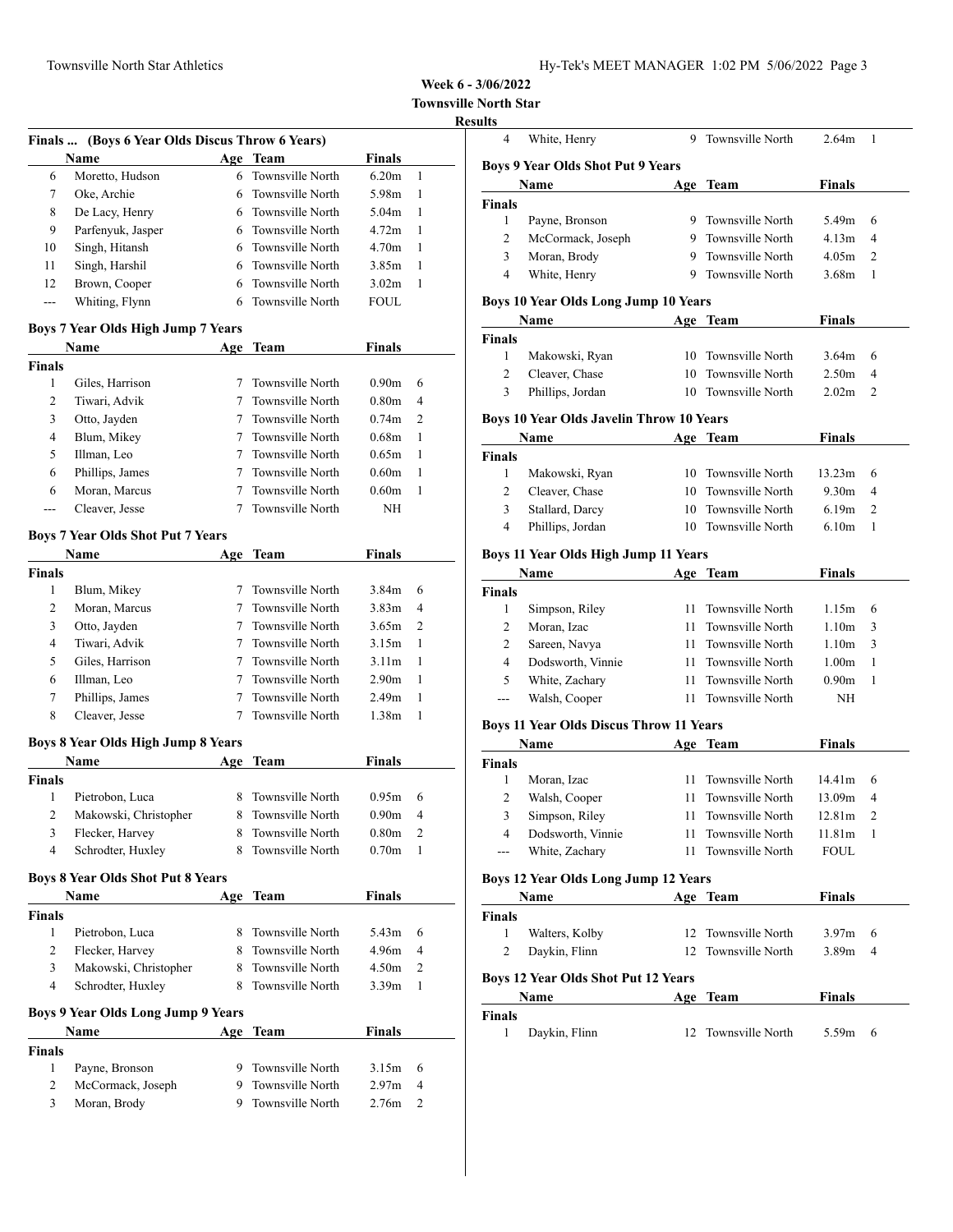**Week 6 - 3/06/2022**
**Townsville North Star**
**Results**

### Finals ... (Boys 6 Year Olds Discus Throw 6 Years)

| | Name | Age | Team | Finals | |
|---|---|---|---|---|---|
| 6 | Moretto, Hudson | 6 | Townsville North | 6.20m | 1 |
| 7 | Oke, Archie | 6 | Townsville North | 5.98m | 1 |
| 8 | De Lacy, Henry | 6 | Townsville North | 5.04m | 1 |
| 9 | Parfenyuk, Jasper | 6 | Townsville North | 4.72m | 1 |
| 10 | Singh, Hitansh | 6 | Townsville North | 4.70m | 1 |
| 11 | Singh, Harshil | 6 | Townsville North | 3.85m | 1 |
| 12 | Brown, Cooper | 6 | Townsville North | 3.02m | 1 |
| --- | Whiting, Flynn | 6 | Townsville North | FOUL | |

### Boys 7 Year Olds High Jump 7 Years

| | Name | Age | Team | Finals | |
|---|---|---|---|---|---|
| **Finals** | | | | | |
| 1 | Giles, Harrison | 7 | Townsville North | 0.90m | 6 |
| 2 | Tiwari, Advik | 7 | Townsville North | 0.80m | 4 |
| 3 | Otto, Jayden | 7 | Townsville North | 0.74m | 2 |
| 4 | Blum, Mikey | 7 | Townsville North | 0.68m | 1 |
| 5 | Illman, Leo | 7 | Townsville North | 0.65m | 1 |
| 6 | Phillips, James | 7 | Townsville North | 0.60m | 1 |
| 6 | Moran, Marcus | 7 | Townsville North | 0.60m | 1 |
| --- | Cleaver, Jesse | 7 | Townsville North | NH | |

### Boys 7 Year Olds Shot Put 7 Years

| | Name | Age | Team | Finals | |
|---|---|---|---|---|---|
| **Finals** | | | | | |
| 1 | Blum, Mikey | 7 | Townsville North | 3.84m | 6 |
| 2 | Moran, Marcus | 7 | Townsville North | 3.83m | 4 |
| 3 | Otto, Jayden | 7 | Townsville North | 3.65m | 2 |
| 4 | Tiwari, Advik | 7 | Townsville North | 3.15m | 1 |
| 5 | Giles, Harrison | 7 | Townsville North | 3.11m | 1 |
| 6 | Illman, Leo | 7 | Townsville North | 2.90m | 1 |
| 7 | Phillips, James | 7 | Townsville North | 2.49m | 1 |
| 8 | Cleaver, Jesse | 7 | Townsville North | 1.38m | 1 |

### Boys 8 Year Olds High Jump 8 Years

| | Name | Age | Team | Finals | |
|---|---|---|---|---|---|
| **Finals** | | | | | |
| 1 | Pietrobon, Luca | 8 | Townsville North | 0.95m | 6 |
| 2 | Makowski, Christopher | 8 | Townsville North | 0.90m | 4 |
| 3 | Flecker, Harvey | 8 | Townsville North | 0.80m | 2 |
| 4 | Schrodter, Huxley | 8 | Townsville North | 0.70m | 1 |

### Boys 8 Year Olds Shot Put 8 Years

| | Name | Age | Team | Finals | |
|---|---|---|---|---|---|
| **Finals** | | | | | |
| 1 | Pietrobon, Luca | 8 | Townsville North | 5.43m | 6 |
| 2 | Flecker, Harvey | 8 | Townsville North | 4.96m | 4 |
| 3 | Makowski, Christopher | 8 | Townsville North | 4.50m | 2 |
| 4 | Schrodter, Huxley | 8 | Townsville North | 3.39m | 1 |

### Boys 9 Year Olds Long Jump 9 Years

| | Name | Age | Team | Finals | |
|---|---|---|---|---|---|
| **Finals** | | | | | |
| 1 | Payne, Bronson | 9 | Townsville North | 3.15m | 6 |
| 2 | McCormack, Joseph | 9 | Townsville North | 2.97m | 4 |
| 3 | Moran, Brody | 9 | Townsville North | 2.76m | 2 |
| 4 | White, Henry | 9 | Townsville North | 2.64m | 1 |

### Boys 9 Year Olds Shot Put 9 Years

| | Name | Age | Team | Finals | |
|---|---|---|---|---|---|
| **Finals** | | | | | |
| 1 | Payne, Bronson | 9 | Townsville North | 5.49m | 6 |
| 2 | McCormack, Joseph | 9 | Townsville North | 4.13m | 4 |
| 3 | Moran, Brody | 9 | Townsville North | 4.05m | 2 |
| 4 | White, Henry | 9 | Townsville North | 3.68m | 1 |

### Boys 10 Year Olds Long Jump 10 Years

| | Name | Age | Team | Finals | |
|---|---|---|---|---|---|
| **Finals** | | | | | |
| 1 | Makowski, Ryan | 10 | Townsville North | 3.64m | 6 |
| 2 | Cleaver, Chase | 10 | Townsville North | 2.50m | 4 |
| 3 | Phillips, Jordan | 10 | Townsville North | 2.02m | 2 |

### Boys 10 Year Olds Javelin Throw 10 Years

| | Name | Age | Team | Finals | |
|---|---|---|---|---|---|
| **Finals** | | | | | |
| 1 | Makowski, Ryan | 10 | Townsville North | 13.23m | 6 |
| 2 | Cleaver, Chase | 10 | Townsville North | 9.30m | 4 |
| 3 | Stallard, Darcy | 10 | Townsville North | 6.19m | 2 |
| 4 | Phillips, Jordan | 10 | Townsville North | 6.10m | 1 |

### Boys 11 Year Olds High Jump 11 Years

| | Name | Age | Team | Finals | |
|---|---|---|---|---|---|
| **Finals** | | | | | |
| 1 | Simpson, Riley | 11 | Townsville North | 1.15m | 6 |
| 2 | Moran, Izac | 11 | Townsville North | 1.10m | 3 |
| 2 | Sareen, Navya | 11 | Townsville North | 1.10m | 3 |
| 4 | Dodsworth, Vinnie | 11 | Townsville North | 1.00m | 1 |
| 5 | White, Zachary | 11 | Townsville North | 0.90m | 1 |
| --- | Walsh, Cooper | 11 | Townsville North | NH | |

### Boys 11 Year Olds Discus Throw 11 Years

| | Name | Age | Team | Finals | |
|---|---|---|---|---|---|
| **Finals** | | | | | |
| 1 | Moran, Izac | 11 | Townsville North | 14.41m | 6 |
| 2 | Walsh, Cooper | 11 | Townsville North | 13.09m | 4 |
| 3 | Simpson, Riley | 11 | Townsville North | 12.81m | 2 |
| 4 | Dodsworth, Vinnie | 11 | Townsville North | 11.81m | 1 |
| --- | White, Zachary | 11 | Townsville North | FOUL | |

### Boys 12 Year Olds Long Jump 12 Years

| | Name | Age | Team | Finals | |
|---|---|---|---|---|---|
| **Finals** | | | | | |
| 1 | Walters, Kolby | 12 | Townsville North | 3.97m | 6 |
| 2 | Daykin, Flinn | 12 | Townsville North | 3.89m | 4 |

### Boys 12 Year Olds Shot Put 12 Years

| | Name | Age | Team | Finals | |
|---|---|---|---|---|---|
| **Finals** | | | | | |
| 1 | Daykin, Flinn | 12 | Townsville North | 5.59m | 6 |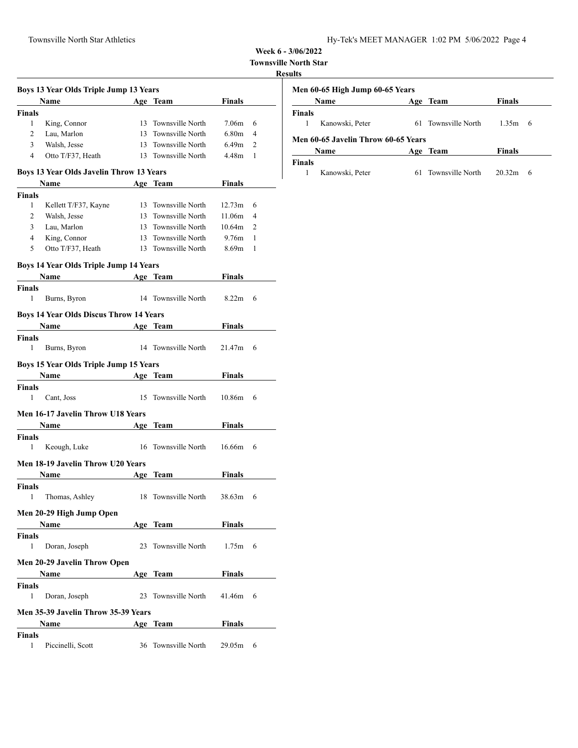**Week 6 - 3/06/2022**
**Townsville North Star**
**Results**

### Boys 13 Year Olds Triple Jump 13 Years

| | Name | Age | Team | Finals | |
|---|---|---|---|---|---|
| **Finals** | | | | | |
| 1 | King, Connor | 13 | Townsville North | 7.06m | 6 |
| 2 | Lau, Marlon | 13 | Townsville North | 6.80m | 4 |
| 3 | Walsh, Jesse | 13 | Townsville North | 6.49m | 2 |
| 4 | Otto T/F37, Heath | 13 | Townsville North | 4.48m | 1 |

### Boys 13 Year Olds Javelin Throw 13 Years

| | Name | Age | Team | Finals | |
|---|---|---|---|---|---|
| **Finals** | | | | | |
| 1 | Kellett T/F37, Kayne | 13 | Townsville North | 12.73m | 6 |
| 2 | Walsh, Jesse | 13 | Townsville North | 11.06m | 4 |
| 3 | Lau, Marlon | 13 | Townsville North | 10.64m | 2 |
| 4 | King, Connor | 13 | Townsville North | 9.76m | 1 |
| 5 | Otto T/F37, Heath | 13 | Townsville North | 8.69m | 1 |

### Boys 14 Year Olds Triple Jump 14 Years

| | Name | Age | Team | Finals | |
|---|---|---|---|---|---|
| **Finals** | | | | | |
| 1 | Burns, Byron | 14 | Townsville North | 8.22m | 6 |

### Boys 14 Year Olds Discus Throw 14 Years

| | Name | Age | Team | Finals | |
|---|---|---|---|---|---|
| **Finals** | | | | | |
| 1 | Burns, Byron | 14 | Townsville North | 21.47m | 6 |

### Boys 15 Year Olds Triple Jump 15 Years

| | Name | Age | Team | Finals | |
|---|---|---|---|---|---|
| **Finals** | | | | | |
| 1 | Cant, Joss | 15 | Townsville North | 10.86m | 6 |

### Men 16-17 Javelin Throw U18 Years

| | Name | Age | Team | Finals | |
|---|---|---|---|---|---|
| **Finals** | | | | | |
| 1 | Keough, Luke | 16 | Townsville North | 16.66m | 6 |

### Men 18-19 Javelin Throw U20 Years

| | Name | Age | Team | Finals | |
|---|---|---|---|---|---|
| **Finals** | | | | | |
| 1 | Thomas, Ashley | 18 | Townsville North | 38.63m | 6 |

### Men 20-29 High Jump Open

| | Name | Age | Team | Finals | |
|---|---|---|---|---|---|
| **Finals** | | | | | |
| 1 | Doran, Joseph | 23 | Townsville North | 1.75m | 6 |

### Men 20-29 Javelin Throw Open

| | Name | Age | Team | Finals | |
|---|---|---|---|---|---|
| **Finals** | | | | | |
| 1 | Doran, Joseph | 23 | Townsville North | 41.46m | 6 |

### Men 35-39 Javelin Throw 35-39 Years

| | Name | Age | Team | Finals | |
|---|---|---|---|---|---|
| **Finals** | | | | | |
| 1 | Piccinelli, Scott | 36 | Townsville North | 29.05m | 6 |

### Men 60-65 High Jump 60-65 Years

| | Name | Age | Team | Finals | |
|---|---|---|---|---|---|
| **Finals** | | | | | |
| 1 | Kanowski, Peter | 61 | Townsville North | 1.35m | 6 |

### Men 60-65 Javelin Throw 60-65 Years

| | Name | Age | Team | Finals | |
|---|---|---|---|---|---|
| **Finals** | | | | | |
| 1 | Kanowski, Peter | 61 | Townsville North | 20.32m | 6 |